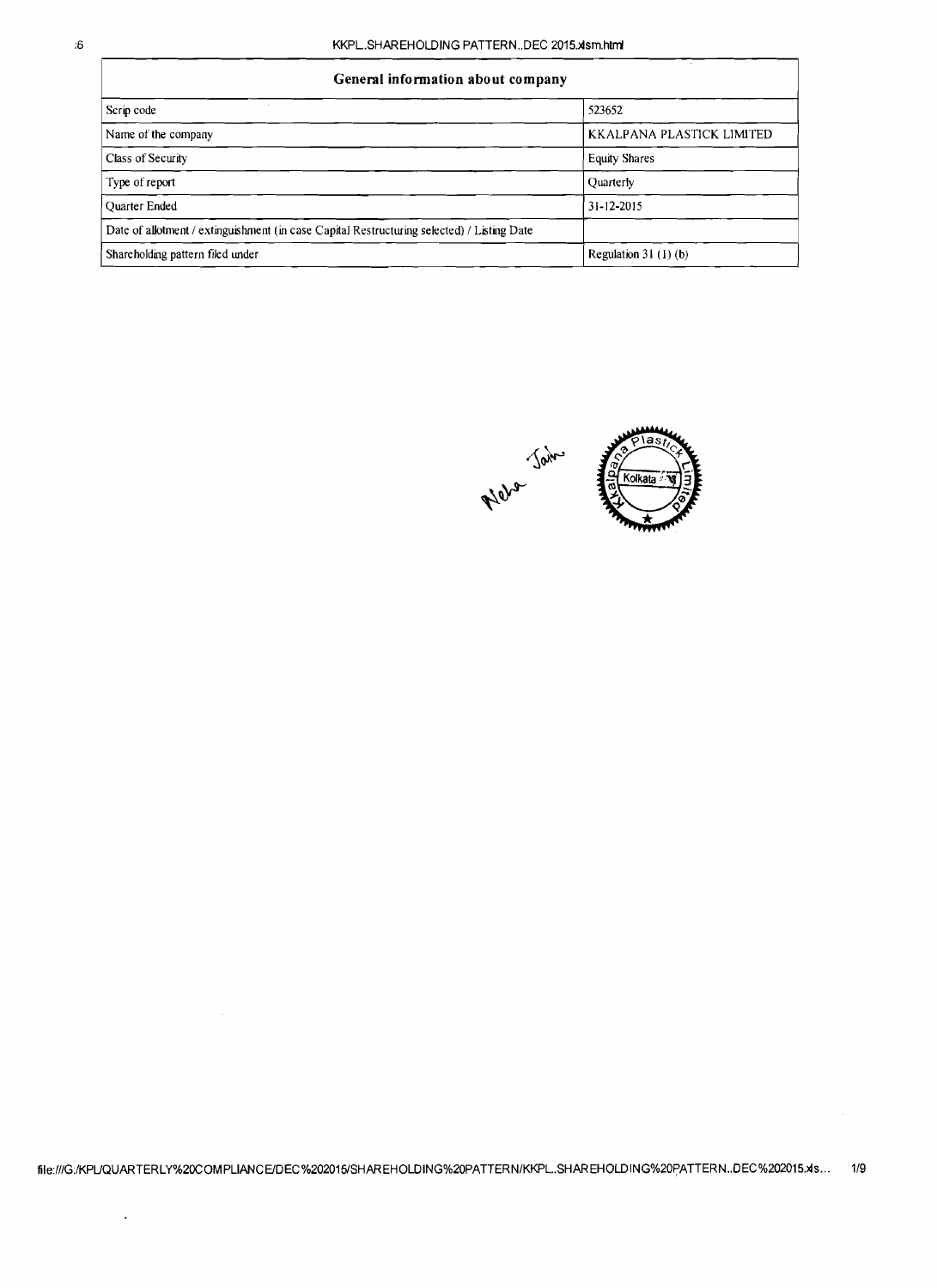| General information about company | |
|---|---|
| Scrip code | 523652 |
| Name of the company | KKALPANA PLASTICK LIMITED |
| Class of Security | Equity Shares |
| Type of report | Quarterly |
| Quarter Ended | 31-12-2015 |
| Date of allotment / extinguishment (in case Capital Restructuring selected) / Listing Date | |
| Shareholding pattern filed under | Regulation 31 (1) (b) |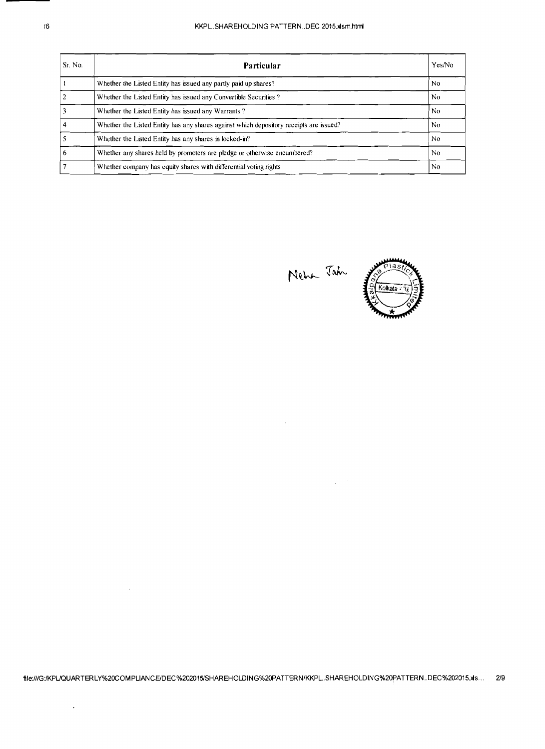| Sr. No. | Particular | Yes/No |
|---|---|---|
| 1 | Whether the Listed Entity has issued any partly paid up shares? | No |
| 2 | Whether the Listed Entity has issued any Convertible Securities ? | No |
| 3 | Whether the Listed Entity has issued any Warrants ? | No |
| 4 | Whether the Listed Entity has any shares against which depository receipts are issued? | No |
| 5 | Whether the Listed Entity has any shares in locked-in? | No |
| 6 | Whether any shares held by promoters are pledge or otherwise encumbered? | No |
| 7 | Whether company has equity shares with differential voting rights | No |

Neha Jain

Kkalpana Plastick Limited
Kolkata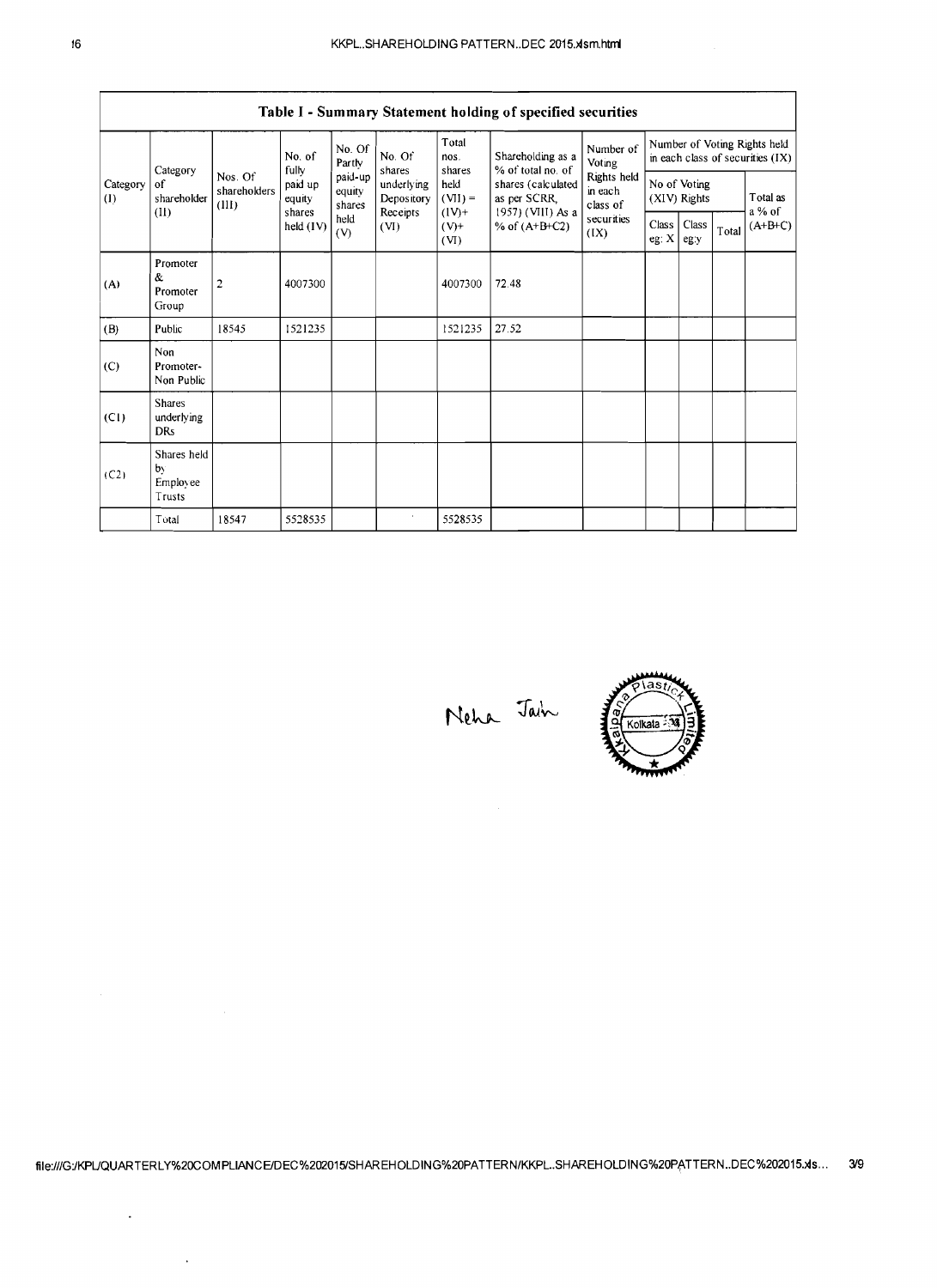## Table I - Summary Statement holding of specified securities

| Category (I) | Category of shareholder (II) | Nos. Of shareholders (III) | No. of fully paid up equity shares held (IV) | No. Of Partly paid-up equity shares held (V) | No. Of shares underlying Depository Receipts (VI) | Total nos. shares held (VII) = (IV)+ (V)+ (VI) | Shareholding as a % of total no. of shares (calculated as per SCRR, 1957) (VIII) As a % of (A+B+C2) | Number of Voting Rights held in each class of securities (IX) | Number of Voting Rights held in each class of securities (IX) | | | |
|---|---|---|---|---|---|---|---|---|---|---|---|---|
| | | | | | | | | No of Voting (XIV) Rights | | | Total as a % of (A+B+C) |
| | | | | | | | | Class eg: X | Class eg:y | Total | |
| (A) | Promoter & Promoter Group | 2 | 4007300 | | | 4007300 | 72.48 | | | | |
| (B) | Public | 18545 | 1521235 | | | 1521235 | 27.52 | | | | |
| (C) | Non Promoter- Non Public | | | | | | | | | | |
| (C1) | Shares underlying DRs | | | | | | | | | | |
| (C2) | Shares held by Employee Trusts | | | | | | | | | | |
| | Total | 18547 | 5528535 | | | 5528535 | | | | | |

Neha Jain

Kalpana Plastick Limited Kolkata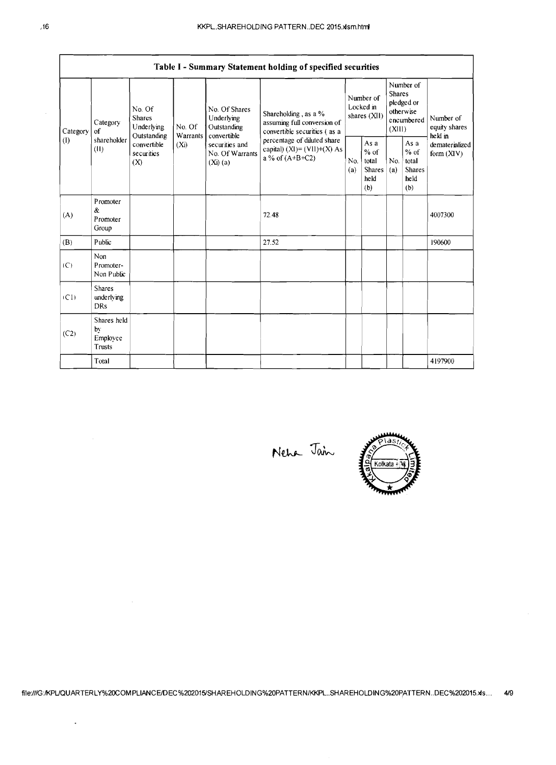## Table I - Summary Statement holding of specified securities

| Category (I) | Category of shareholder (II) | No. Of Shares Underlying Outstanding convertible securities (X) | No. Of Warrants (Xi) | No. Of Shares Underlying Outstanding convertible securities and No. Of Warrants (Xi) (a) | Shareholding , as a % assuming full conversion of convertible securities ( as a percentage of diluted share capital) (XI)= (VII)+(X) As a % of (A+B+C2) | Number of Locked in shares (XII) | | Number of Shares pledged or otherwise encumbered (XIII) | | Number of equity shares held in dematerialized form (XIV) |
|---|---|---|---|---|---|---|---|---|---|---|
| | | | | | | No. (a) | As a % of total Shares held (b) | No. (a) | As a % of total Shares held (b) | |
| (A) | Promoter & Promoter Group | | | | 72.48 | | | | | 4007300 |
| (B) | Public | | | | 27.52 | | | | | 190600 |
| (C) | Non Promoter- Non Public | | | | | | | | | |
| (C1) | Shares underlying DRs | | | | | | | | | |
| (C2) | Shares held by Employee Trusts | | | | | | | | | |
| | Total | | | | | | | | | 4197900 |

Neha Jain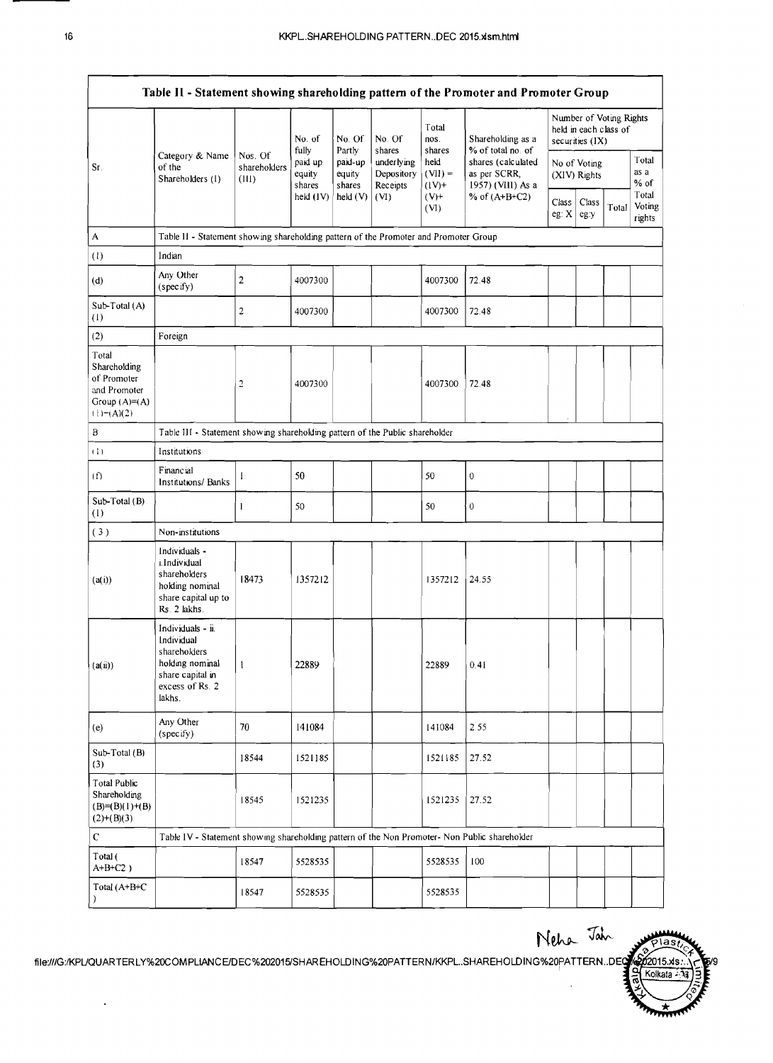## Table II - Statement showing shareholding pattern of the Promoter and Promoter Group

| Sr. | Category & Name of the Shareholders (I) | Nos. Of shareholders (III) | No. of fully paid up equity shares held (IV) | No. Of Partly paid-up equity shares held (V) | No. Of shares underlying Depository Receipts (VI) | Total nos. shares held (VII) = (IV)+ (V)+ (VI) | Shareholding as a % of total no. of shares (calculated as per SCRR, 1957) (VIII) As a % of (A+B+C2) | Number of Voting Rights held in each class of securities (IX) | | | |
|---|---|---|---|---|---|---|---|---|---|---|---|
| | | | | | | | | No of Voting (XIV) Rights | | | Total as a % of Total Voting rights |
| | | | | | | | | Class eg: X | Class eg:y | Total | |
| A | Table II - Statement showing shareholding pattern of the Promoter and Promoter Group | | | | | | | | | | |
| (1) | Indian | | | | | | | | | | |
| (d) | Any Other (specify) | 2 | 4007300 | | | 4007300 | 72.48 | | | | |
| Sub-Total (A) (1) | | 2 | 4007300 | | | 4007300 | 72.48 | | | | |
| (2) | Foreign | | | | | | | | | | |
| Total Shareholding of Promoter and Promoter Group (A)=(A)(1)+(A)(2) | | 2 | 4007300 | | | 4007300 | 72.48 | | | | |
| B | Table III - Statement showing shareholding pattern of the Public shareholder | | | | | | | | | | |
| (1) | Institutions | | | | | | | | | | |
| (f) | Financial Institutions/ Banks | 1 | 50 | | | 50 | 0 | | | | |
| Sub-Total (B) (1) | | 1 | 50 | | | 50 | 0 | | | | |
| (3) | Non-institutions | | | | | | | | | | |
| (a(i)) | Individuals - i.Individual shareholders holding nominal share capital up to Rs. 2 lakhs. | 18473 | 1357212 | | | 1357212 | 24.55 | | | | |
| (a(ii)) | Individuals - ii. Individual shareholders holding nominal share capital in excess of Rs. 2 lakhs. | 1 | 22889 | | | 22889 | 0.41 | | | | |
| (e) | Any Other (specify) | 70 | 141084 | | | 141084 | 2.55 | | | | |
| Sub-Total (B) (3) | | 18544 | 1521185 | | | 1521185 | 27.52 | | | | |
| Total Public Shareholding (B)=(B)(1)+(B)(2)+(B)(3) | | 18545 | 1521235 | | | 1521235 | 27.52 | | | | |
| C | Table IV - Statement showing shareholding pattern of the Non Promoter- Non Public shareholder | | | | | | | | | | |
| Total ( A+B+C2 ) | | 18547 | 5528535 | | | 5528535 | 100 | | | | |
| Total (A+B+C ) | | 18547 | 5528535 | | | 5528535 | | | | | |

Neha Jain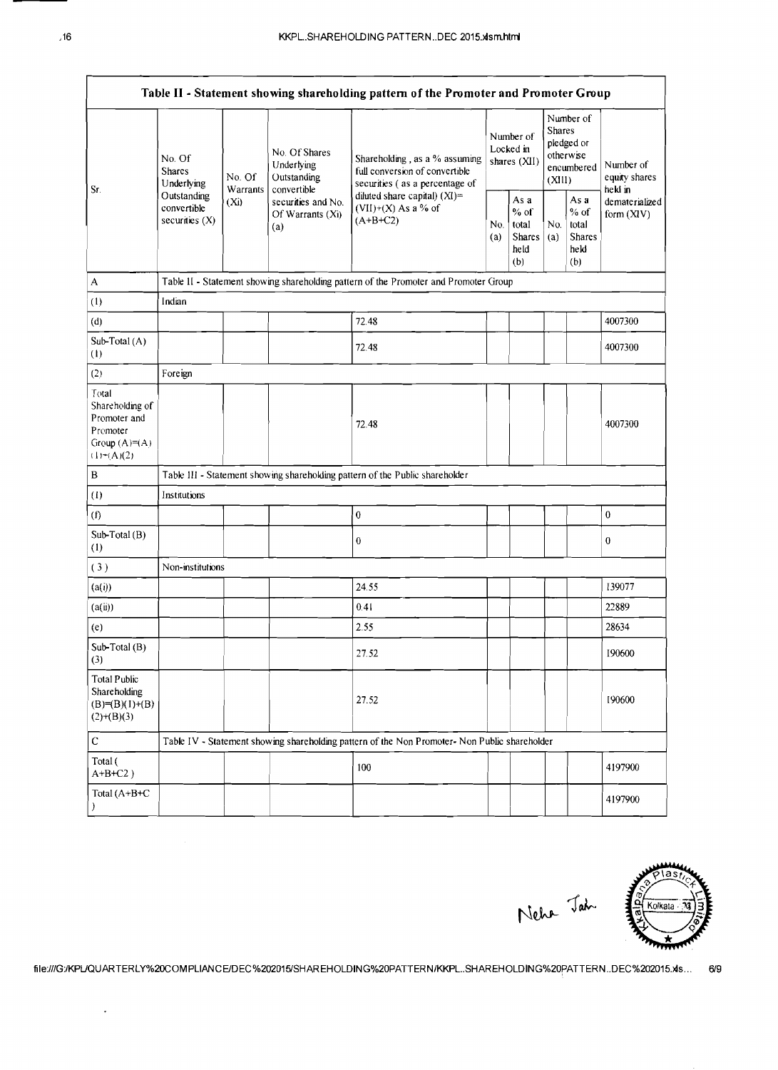# Table II - Statement showing shareholding pattern of the Promoter and Promoter Group

| Sr. | No. Of Shares Underlying Outstanding convertible securities (X) | No. Of Warrants (Xi) | No. Of Shares Underlying Outstanding convertible securities and No. Of Warrants (Xi) (a) | Shareholding , as a % assuming full conversion of convertible securities ( as a percentage of diluted share capital) (XI)= (VII)+(X) As a % of (A+B+C2) | Number of Locked in shares (XII) | | Number of Shares pledged or otherwise encumbered (XIII) | | Number of equity shares held in dematerialized form (XIV) |
|---|---|---|---|---|---|---|---|---|---|
| | | | | | No. (a) | As a % of total Shares held (b) | No. (a) | As a % of total Shares held (b) | |
| A | Table II - Statement showing shareholding pattern of the Promoter and Promoter Group | | | | | | | | |
| (1) | Indian | | | | | | | | |
| (d) | | | | 72.48 | | | | | 4007300 |
| Sub-Total (A) (1) | | | | 72.48 | | | | | 4007300 |
| (2) | Foreign | | | | | | | | |
| Total Shareholding of Promoter and Promoter Group (A)=(A)(1)+(A)(2) | | | | 72.48 | | | | | 4007300 |
| B | Table III - Statement showing shareholding pattern of the Public shareholder | | | | | | | | |
| (1) | Institutions | | | | | | | | |
| (f) | | | | 0 | | | | | 0 |
| Sub-Total (B) (1) | | | | 0 | | | | | 0 |
| (3) | Non-institutions | | | | | | | | |
| (a(i)) | | | | 24.55 | | | | | 139077 |
| (a(ii)) | | | | 0.41 | | | | | 22889 |
| (e) | | | | 2.55 | | | | | 28634 |
| Sub-Total (B) (3) | | | | 27.52 | | | | | 190600 |
| Total Public Shareholding (B)=(B)(1)+(B)(2)+(B)(3) | | | | 27.52 | | | | | 190600 |
| C | Table IV - Statement showing shareholding pattern of the Non Promoter- Non Public shareholder | | | | | | | | |
| Total ( A+B+C2 ) | | | | 100 | | | | | 4197900 |
| Total (A+B+C ) | | | | | | | | | 4197900 |

Neha Jain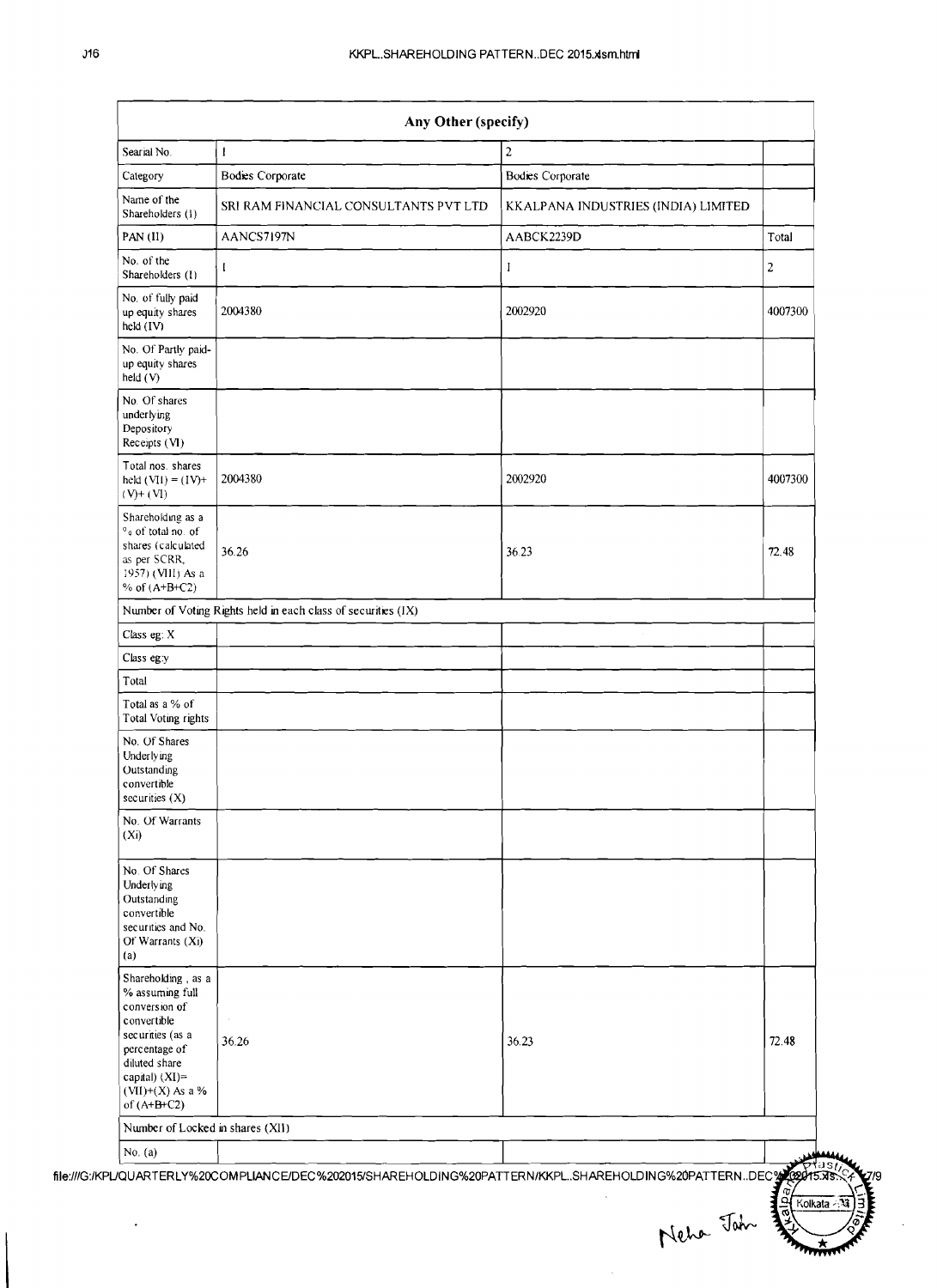| Any Other (specify) | | | |
|---|---|---|---|
| Searial No. | 1 | 2 | |
| Category | Bodies Corporate | Bodies Corporate | |
| Name of the Shareholders (I) | SRI RAM FINANCIAL CONSULTANTS PVT LTD | KKALPANA INDUSTRIES (INDIA) LIMITED | |
| PAN (II) | AANCS7197N | AABCK2239D | Total |
| No. of the Shareholders (I) | 1 | 1 | 2 |
| No. of fully paid up equity shares held (IV) | 2004380 | 2002920 | 4007300 |
| No. Of Partly paid-up equity shares held (V) | | | |
| No. Of shares underlying Depository Receipts (VI) | | | |
| Total nos. shares held (VII) = (IV)+ (V)+ (VI) | 2004380 | 2002920 | 4007300 |
| Shareholding as a % of total no. of shares (calculated as per SCRR, 1957) (VIII) As a % of (A+B+C2) | 36.26 | 36.23 | 72.48 |
| Number of Voting Rights held in each class of securities (IX) | | | |
| Class eg: X | | | |
| Class eg:y | | | |
| Total | | | |
| Total as a % of Total Voting rights | | | |
| No. Of Shares Underlying Outstanding convertible securities (X) | | | |
| No. Of Warrants (Xi) | | | |
| No. Of Shares Underlying Outstanding convertible securities and No. Of Warrants (Xi) (a) | | | |
| Shareholding , as a % assuming full conversion of convertible securities (as a percentage of diluted share capital) (XI)= (VII)+(X) As a % of (A+B+C2) | 36.26 | 36.23 | 72.48 |
| Number of Locked in shares (XII) | | | |
| No. (a) | | | |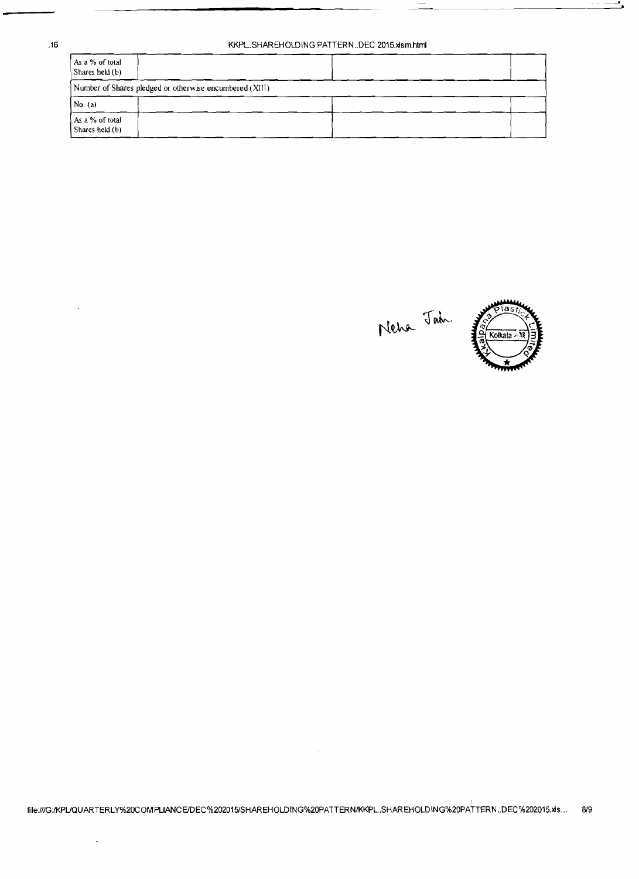| | | | |
|---|---|---|---|
| As a % of total Shares held (b) | | | |
| Number of Shares pledged or otherwise encumbered (XIII) | | | |
| No. (a) | | | |
| As a % of total Shares held (b) | | | |

Neha Jain